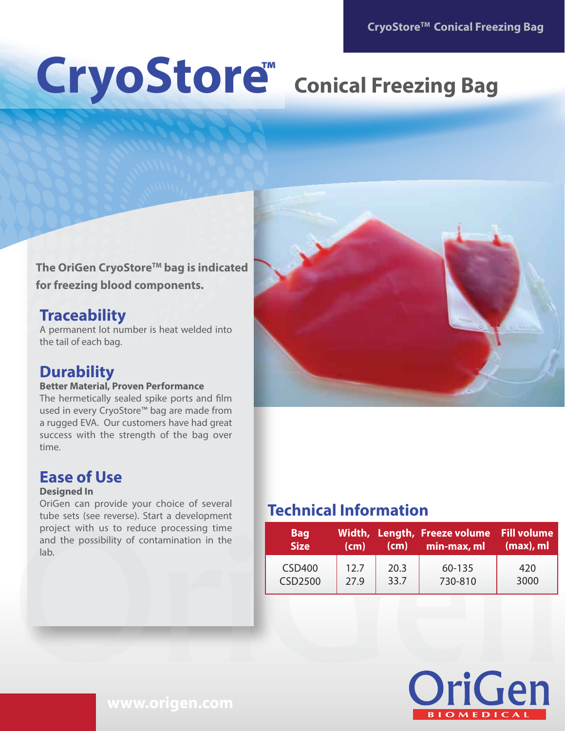# CryoStore™ Conical Freezing Bag

**The OriGen CryoStore™ bag is indicated for freezing blood components.**

## Traceability

A permanent lot number is heat welded into the tail of each bag.

## Durability

**Better Material, Proven Performance**

The hermetically sealed spike ports and film used in every CryoStore™ bag are made from a rugged EVA. Our customers have had great success with the strength of the bag over time.

## Ease of Use

**Designed In**

OriGen can provide your choice of several tube sets (see reverse). Start a development project with us to reduce processing time and the possibility of contamination in the lab.

## Technical Information

| Bag Size | Width, (cm) | Length, (cm) | Freeze volume min-max, ml | Fill volume (max), ml |
|---|---|---|---|---|
| CSD400 | 12.7 | 20.3 | 60-135 | 420 |
| CSD2500 | 27.9 | 33.7 | 730-810 | 3000 |

www.origen.com

OriGen BIOMEDICAL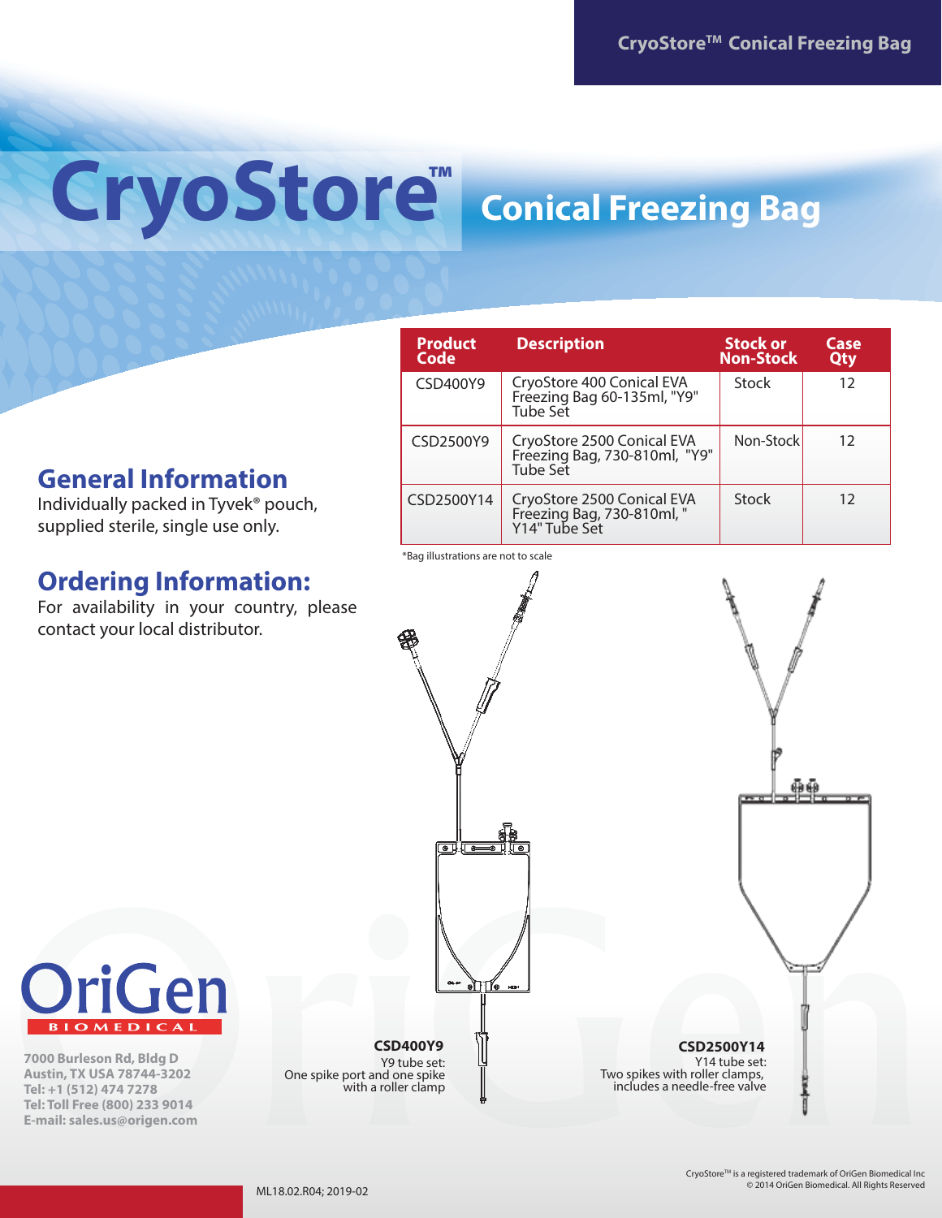CryoStore™ Conical Freezing Bag

# CryoStore™ Conical Freezing Bag

| Product Code | Description | Stock or Non-Stock | Case Qty |
|---|---|---|---|
| CSD400Y9 | CryoStore 400 Conical EVA Freezing Bag 60-135ml, "Y9" Tube Set | Stock | 12 |
| CSD2500Y9 | CryoStore 2500 Conical EVA Freezing Bag, 730-810ml, "Y9" Tube Set | Non-Stock | 12 |
| CSD2500Y14 | CryoStore 2500 Conical EVA Freezing Bag, 730-810ml, "Y14" Tube Set | Stock | 12 |

*Bag illustrations are not to scale

## General Information

Individually packed in Tyvek® pouch, supplied sterile, single use only.

## Ordering Information:

For availability in your country, please contact your local distributor.

**CSD400Y9**
Y9 tube set:
One spike port and one spike with a roller clamp

**CSD2500Y14**
Y14 tube set:
Two spikes with roller clamps, includes a needle-free valve

OriGen BIOMEDICAL

**7000 Burleson Rd, Bldg D**
**Austin, TX USA 78744-3202**
**Tel: +1 (512) 474 7278**
**Tel: Toll Free (800) 233 9014**
**E-mail: sales.us@origen.com**

ML18.02.R04; 2019-02

CryoStore™ is a registered trademark of OriGen Biomedical Inc
© 2014 OriGen Biomedical. All Rights Reserved